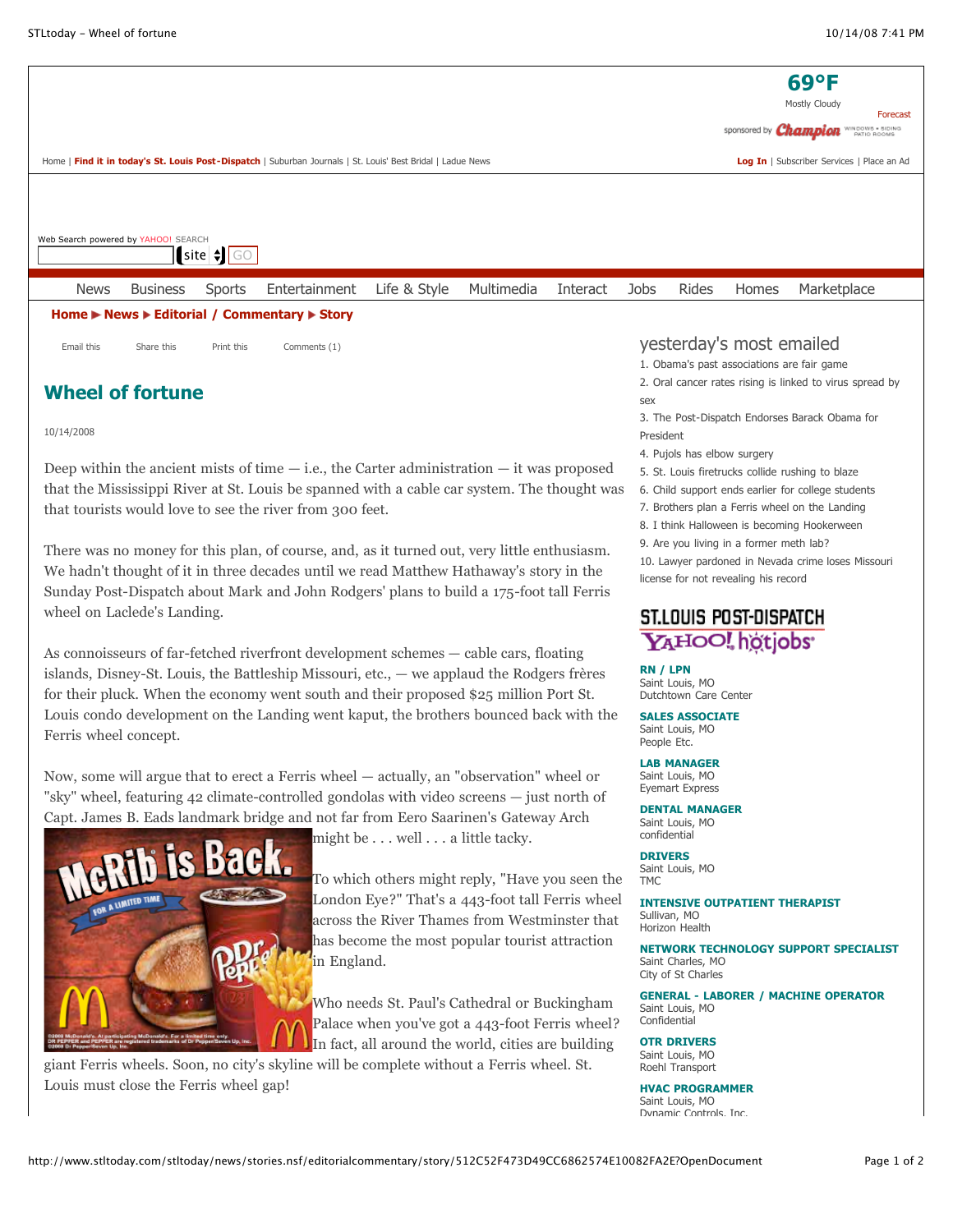Home | **Find it in today's St. Louis Post-Dispatch** | Suburban Journals | St. Louis' Best Bridal | Ladue News

**Log In** | Subscriber Services | Place an Ad

69°F
Mostly Cloudy
Forecast

Web Search powered by YAHOO! SEARCH

News | Business | Sports | Entertainment | Life & Style | Multimedia | Interact | Jobs | Rides | Homes | Marketplace

**Home ▶ News ▶ Editorial / Commentary ▶ Story**

Email this | Share this | Print this | Comments (1)

# Wheel of fortune

10/14/2008

Deep within the ancient mists of time — i.e., the Carter administration — it was proposed that the Mississippi River at St. Louis be spanned with a cable car system. The thought was that tourists would love to see the river from 300 feet.

There was no money for this plan, of course, and, as it turned out, very little enthusiasm. We hadn't thought of it in three decades until we read Matthew Hathaway's story in the Sunday Post-Dispatch about Mark and John Rodgers' plans to build a 175-foot tall Ferris wheel on Laclede's Landing.

As connoisseurs of far-fetched riverfront development schemes — cable cars, floating islands, Disney-St. Louis, the Battleship Missouri, etc., — we applaud the Rodgers frères for their pluck. When the economy went south and their proposed $25 million Port St. Louis condo development on the Landing went kaput, the brothers bounced back with the Ferris wheel concept.

Now, some will argue that to erect a Ferris wheel — actually, an "observation" wheel or "sky" wheel, featuring 42 climate-controlled gondolas with video screens — just north of Capt. James B. Eads landmark bridge and not far from Eero Saarinen's Gateway Arch might be . . . well . . . a little tacky.

To which others might reply, "Have you seen the London Eye?" That's a 443-foot tall Ferris wheel across the River Thames from Westminster that has become the most popular tourist attraction in England.

Who needs St. Paul's Cathedral or Buckingham Palace when you've got a 443-foot Ferris wheel? In fact, all around the world, cities are building giant Ferris wheels. Soon, no city's skyline will be complete without a Ferris wheel. St. Louis must close the Ferris wheel gap!

## yesterday's most emailed

1. Obama's past associations are fair game
2. Oral cancer rates rising is linked to virus spread by sex
3. The Post-Dispatch Endorses Barack Obama for President
4. Pujols has elbow surgery
5. St. Louis firetrucks collide rushing to blaze
6. Child support ends earlier for college students
7. Brothers plan a Ferris wheel on the Landing
8. I think Halloween is becoming Hookerween
9. Are you living in a former meth lab?
10. Lawyer pardoned in Nevada crime loses Missouri license for not revealing his record

## ST.LOUIS POST-DISPATCH / YAHOO! hotjobs

**RN / LPN**
Saint Louis, MO
Dutchtown Care Center

**SALES ASSOCIATE**
Saint Louis, MO
People Etc.

**LAB MANAGER**
Saint Louis, MO
Eyemart Express

**DENTAL MANAGER**
Saint Louis, MO
confidential

**DRIVERS**
Saint Louis, MO
TMC

**INTENSIVE OUTPATIENT THERAPIST**
Sullivan, MO
Horizon Health

**NETWORK TECHNOLOGY SUPPORT SPECIALIST**
Saint Charles, MO
City of St Charles

**GENERAL - LABORER / MACHINE OPERATOR**
Saint Louis, MO
Confidential

**OTR DRIVERS**
Saint Louis, MO
Roehl Transport

**HVAC PROGRAMMER**
Saint Louis, MO
Dynamic Controls, Inc.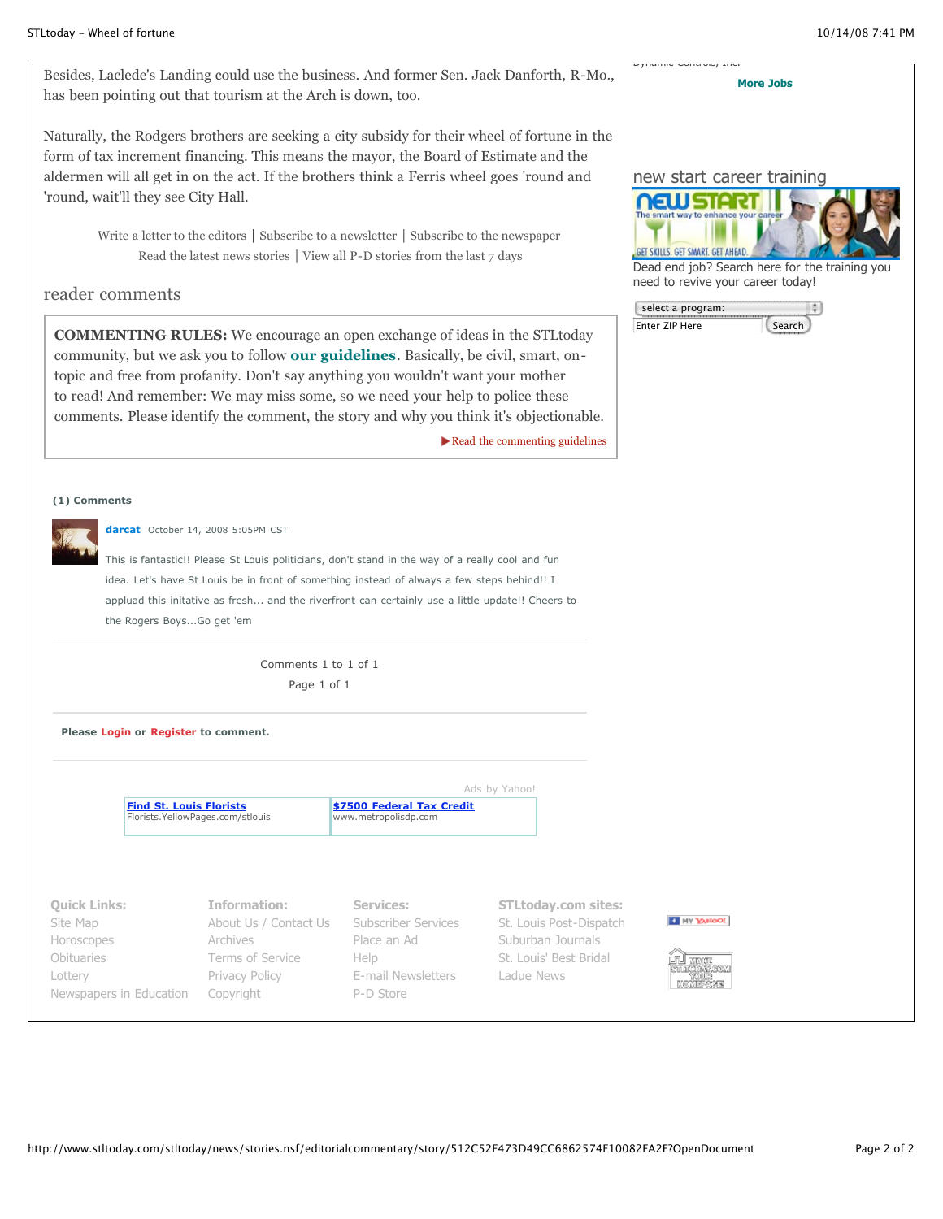Besides, Laclede's Landing could use the business. And former Sen. Jack Danforth, R-Mo., has been pointing out that tourism at the Arch is down, too.

Naturally, the Rodgers brothers are seeking a city subsidy for their wheel of fortune in the form of tax increment financing. This means the mayor, the Board of Estimate and the aldermen will all get in on the act. If the brothers think a Ferris wheel goes 'round and 'round, wait'll they see City Hall.

Write a letter to the editors | Subscribe to a newsletter | Subscribe to the newspaper
Read the latest news stories | View all P-D stories from the last 7 days

## reader comments

**COMMENTING RULES:** We encourage an open exchange of ideas in the STLtoday community, but we ask you to follow **our guidelines**. Basically, be civil, smart, on-topic and free from profanity. Don't say anything you wouldn't want your mother to read! And remember: We may miss some, so we need your help to police these comments. Please identify the comment, the story and why you think it's objectionable.

▶Read the commenting guidelines

**(1) Comments**

**darcat** October 14, 2008 5:05PM CST

This is fantastic!! Please St Louis politicians, don't stand in the way of a really cool and fun idea. Let's have St Louis be in front of something instead of always a few steps behind!! I applaud this initative as fresh... and the riverfront can certainly use a little update!! Cheers to the Rogers Boys...Go get 'em

Comments 1 to 1 of 1
Page 1 of 1

**Please Login or Register to comment.**

Ads by Yahoo!

**Find St. Louis Florists**
Florists.YellowPages.com/stlouis

**$7500 Federal Tax Credit**
www.metropolisdp.com

**More Jobs**

## new start career training

Dead end job? Search here for the training you need to revive your career today!

select a program:
Enter ZIP Here
Search

**Quick Links:**
Site Map
Horoscopes
Obituaries
Lottery
Newspapers in Education

**Information:**
About Us / Contact Us
Archives
Terms of Service
Privacy Policy
Copyright

**Services:**
Subscriber Services
Place an Ad
Help
E-mail Newsletters
P-D Store

**STLtoday.com sites:**
St. Louis Post-Dispatch
Suburban Journals
St. Louis' Best Bridal
Ladue News